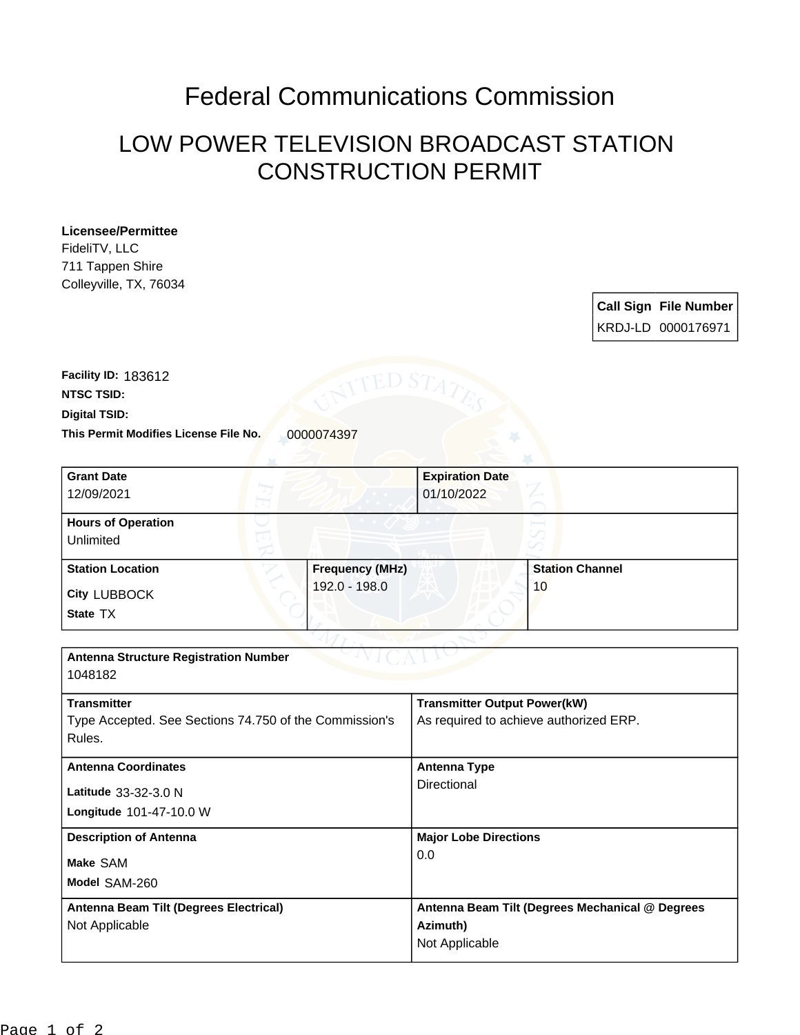# Federal Communications Commission

## LOW POWER TELEVISION BROADCAST STATION CONSTRUCTION PERMIT

**Licensee/Permittee**
FideliTV, LLC
711 Tappen Shire
Colleyville, TX, 76034

| Call Sign | File Number |
|---|---|
| KRDJ-LD | 0000176971 |

**Facility ID:** 183612
**NTSC TSID:**
**Digital TSID:**
**This Permit Modifies License File No.** 0000074397

| Grant Date | Expiration Date |
|---|---|
| 12/09/2021 | 01/10/2022 |

**Hours of Operation**
Unlimited

| Station Location | Frequency (MHz) | Station Channel |
|---|---|---|
| City LUBBOCK<br>State TX | 192.0 - 198.0 | 10 |

**Antenna Structure Registration Number**
1048182

| Transmitter | Transmitter Output Power(kW) |
|---|---|
| Type Accepted. See Sections 74.750 of the Commission's Rules. | As required to achieve authorized ERP. |

| Antenna Coordinates | Antenna Type |
|---|---|
| Latitude 33-32-3.0 N<br>Longitude 101-47-10.0 W | Directional |

| Description of Antenna | Major Lobe Directions |
|---|---|
| Make SAM<br>Model SAM-260 | 0.0 |

| Antenna Beam Tilt (Degrees Electrical) | Antenna Beam Tilt (Degrees Mechanical @ Degrees Azimuth) |
|---|---|
| Not Applicable | Not Applicable |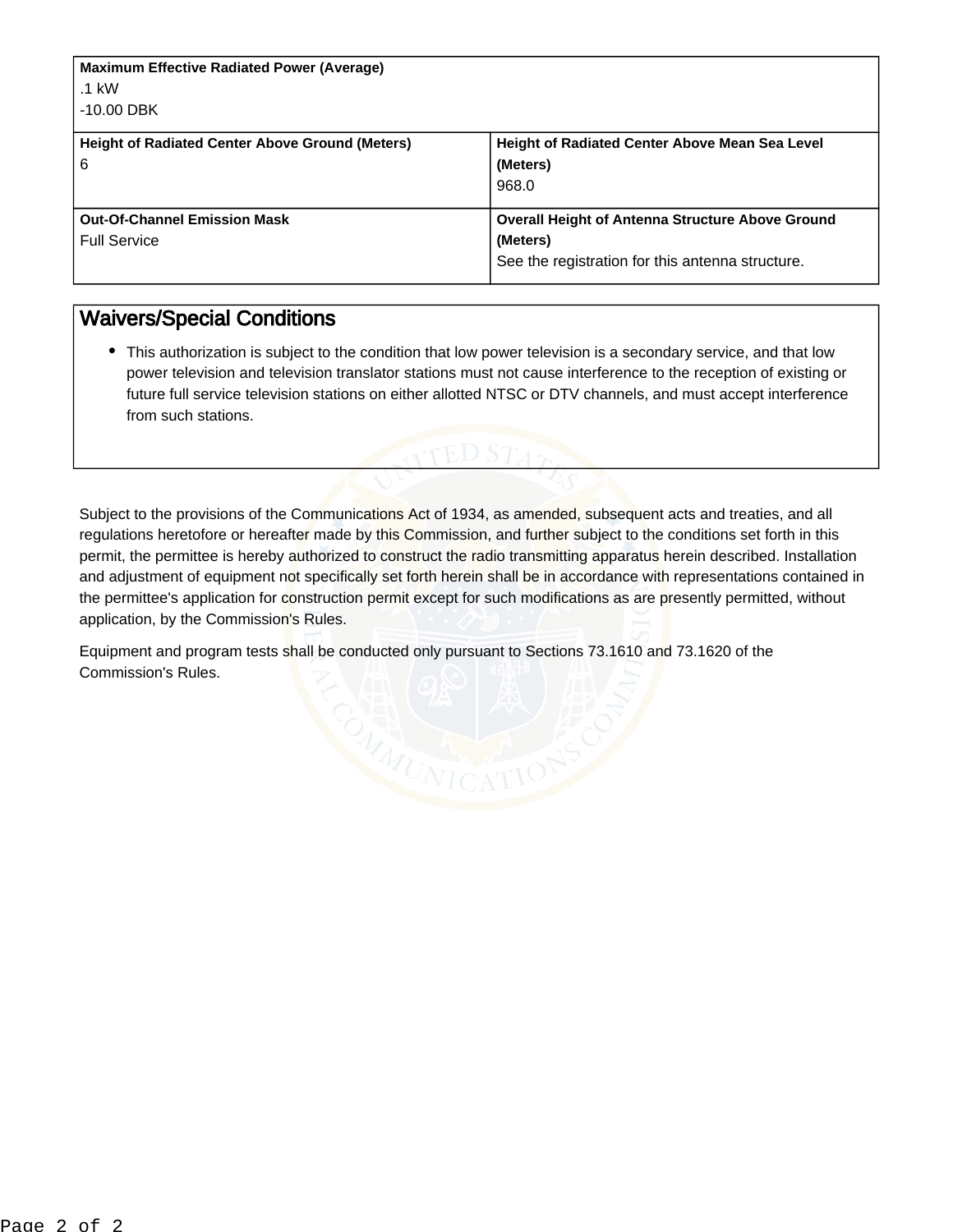| | |
|---|---|
| **Maximum Effective Radiated Power (Average)**<br>.1 kW<br>-10.00 DBK | |
| **Height of Radiated Center Above Ground (Meters)**<br>6 | **Height of Radiated Center Above Mean Sea Level (Meters)**<br>968.0 |
| **Out-Of-Channel Emission Mask**<br>Full Service | **Overall Height of Antenna Structure Above Ground (Meters)**<br>See the registration for this antenna structure. |

## Waivers/Special Conditions

- This authorization is subject to the condition that low power television is a secondary service, and that low power television and television translator stations must not cause interference to the reception of existing or future full service television stations on either allotted NTSC or DTV channels, and must accept interference from such stations.

Subject to the provisions of the Communications Act of 1934, as amended, subsequent acts and treaties, and all regulations heretofore or hereafter made by this Commission, and further subject to the conditions set forth in this permit, the permittee is hereby authorized to construct the radio transmitting apparatus herein described. Installation and adjustment of equipment not specifically set forth herein shall be in accordance with representations contained in the permittee's application for construction permit except for such modifications as are presently permitted, without application, by the Commission's Rules.

Equipment and program tests shall be conducted only pursuant to Sections 73.1610 and 73.1620 of the Commission's Rules.